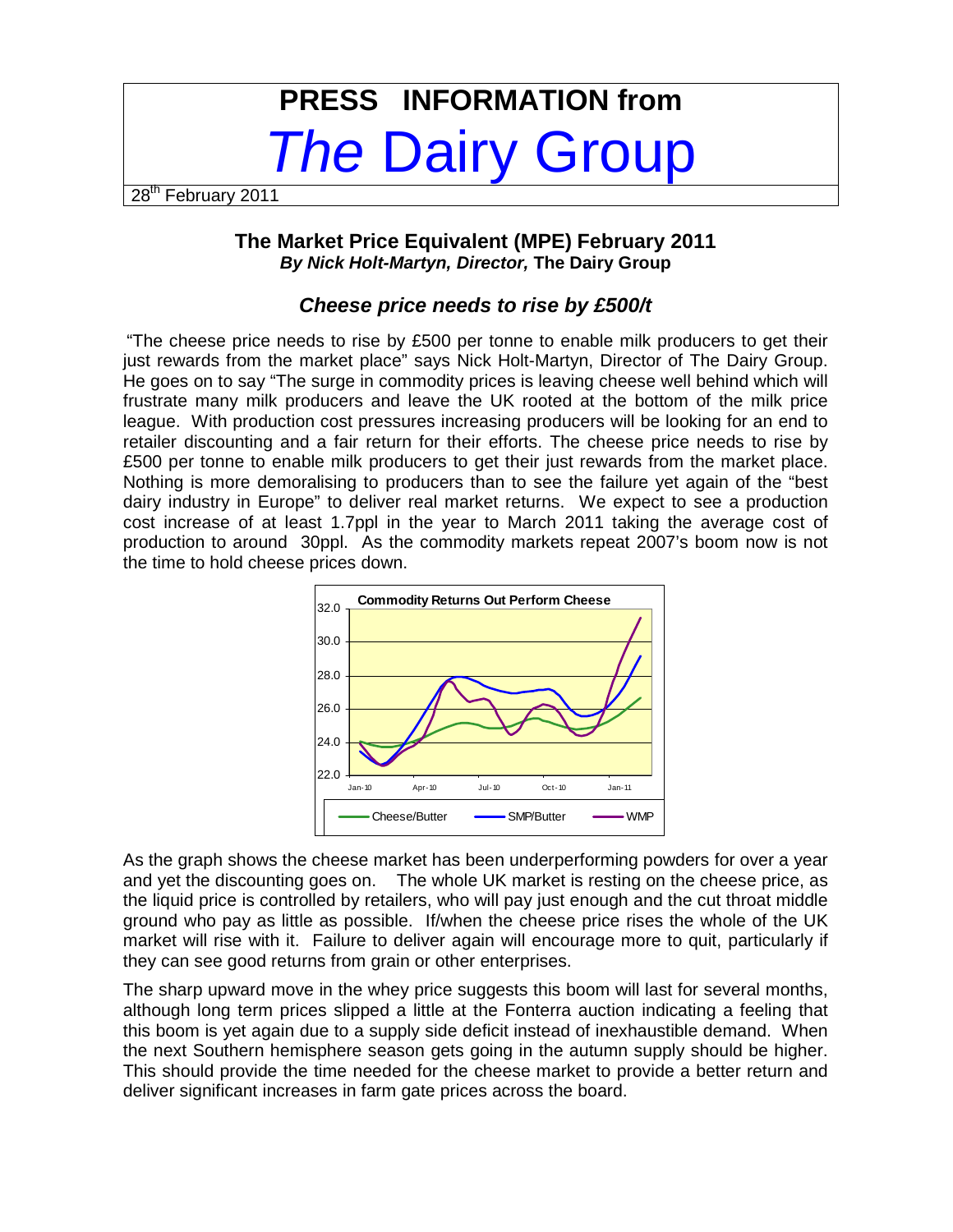# PRESS INFORMATION from *The* Dairy Group

28th February 2011

## The Market Price Equivalent (MPE) February 2011

***By Nick Holt-Martyn, Director,*** **The Dairy Group**

### *Cheese price needs to rise by £500/t*

"The cheese price needs to rise by £500 per tonne to enable milk producers to get their just rewards from the market place" says Nick Holt-Martyn, Director of The Dairy Group. He goes on to say "The surge in commodity prices is leaving cheese well behind which will frustrate many milk producers and leave the UK rooted at the bottom of the milk price league. With production cost pressures increasing producers will be looking for an end to retailer discounting and a fair return for their efforts. The cheese price needs to rise by £500 per tonne to enable milk producers to get their just rewards from the market place. Nothing is more demoralising to producers than to see the failure yet again of the "best dairy industry in Europe" to deliver real market returns. We expect to see a production cost increase of at least 1.7ppl in the year to March 2011 taking the average cost of production to around 30ppl. As the commodity markets repeat 2007's boom now is not the time to hold cheese prices down.

**Commodity Returns Out Perform Cheese**

As the graph shows the cheese market has been underperforming powders for over a year and yet the discounting goes on. The whole UK market is resting on the cheese price, as the liquid price is controlled by retailers, who will pay just enough and the cut throat middle ground who pay as little as possible. If/when the cheese price rises the whole of the UK market will rise with it. Failure to deliver again will encourage more to quit, particularly if they can see good returns from grain or other enterprises.

The sharp upward move in the whey price suggests this boom will last for several months, although long term prices slipped a little at the Fonterra auction indicating a feeling that this boom is yet again due to a supply side deficit instead of inexhaustible demand. When the next Southern hemisphere season gets going in the autumn supply should be higher. This should provide the time needed for the cheese market to provide a better return and deliver significant increases in farm gate prices across the board.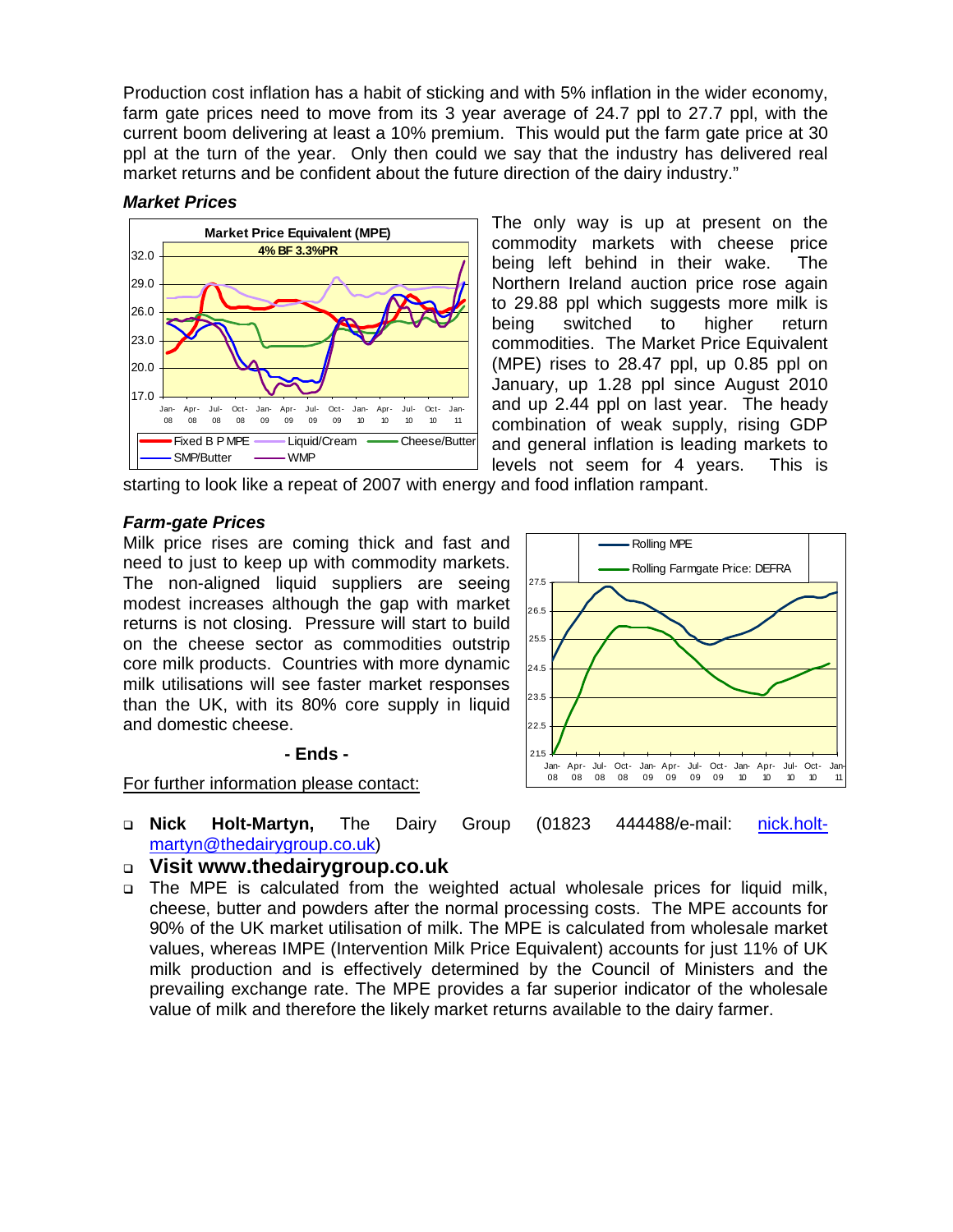Production cost inflation has a habit of sticking and with 5% inflation in the wider economy, farm gate prices need to move from its 3 year average of 24.7 ppl to 27.7 ppl, with the current boom delivering at least a 10% premium. This would put the farm gate price at 30 ppl at the turn of the year. Only then could we say that the industry has delivered real market returns and be confident about the future direction of the dairy industry."

***Market Prices***

Market Price Equivalent (MPE)
4% BF 3.3%PR
32.0
29.0
26.0
23.0
20.0
17.0
Jan-08 Apr-08 Jul-08 Oct-08 Jan-09 Apr-09 Jul-09 Oct-09 Jan-10 Apr-10 Jul-10 Oct-10 Jan-11
Fixed B P MPE
Liquid/Cream
Cheese/Butter
SMP/Butter
WMP

The only way is up at present on the commodity markets with cheese price being left behind in their wake. The Northern Ireland auction price rose again to 29.88 ppl which suggests more milk is being switched to higher return commodities. The Market Price Equivalent (MPE) rises to 28.47 ppl, up 0.85 ppl on January, up 1.28 ppl since August 2010 and up 2.44 ppl on last year. The heady combination of weak supply, rising GDP and general inflation is leading markets to levels not seem for 4 years. This is starting to look like a repeat of 2007 with energy and food inflation rampant.

***Farm-gate Prices***

Milk price rises are coming thick and fast and need to just to keep up with commodity markets. The non-aligned liquid suppliers are seeing modest increases although the gap with market returns is not closing. Pressure will start to build on the cheese sector as commodities outstrip core milk products. Countries with more dynamic milk utilisations will see faster market responses than the UK, with its 80% core supply in liquid and domestic cheese.

Rolling MPE
Rolling Farmgate Price: DEFRA
27.5
26.5
25.5
24.5
23.5
22.5
21.5
Jan-08 Apr-08 Jul-08 Oct-08 Jan-09 Apr-09 Jul-09 Oct-09 Jan-10 Apr-10 Jul-10 Oct-10 Jan-11

**- Ends -**

For further information please contact:

- **Nick Holt-Martyn,** The Dairy Group (01823 444488/e-mail: nick.holt-martyn@thedairygroup.co.uk)
- **Visit www.thedairygroup.co.uk**
- The MPE is calculated from the weighted actual wholesale prices for liquid milk, cheese, butter and powders after the normal processing costs. The MPE accounts for 90% of the UK market utilisation of milk. The MPE is calculated from wholesale market values, whereas IMPE (Intervention Milk Price Equivalent) accounts for just 11% of UK milk production and is effectively determined by the Council of Ministers and the prevailing exchange rate. The MPE provides a far superior indicator of the wholesale value of milk and therefore the likely market returns available to the dairy farmer.